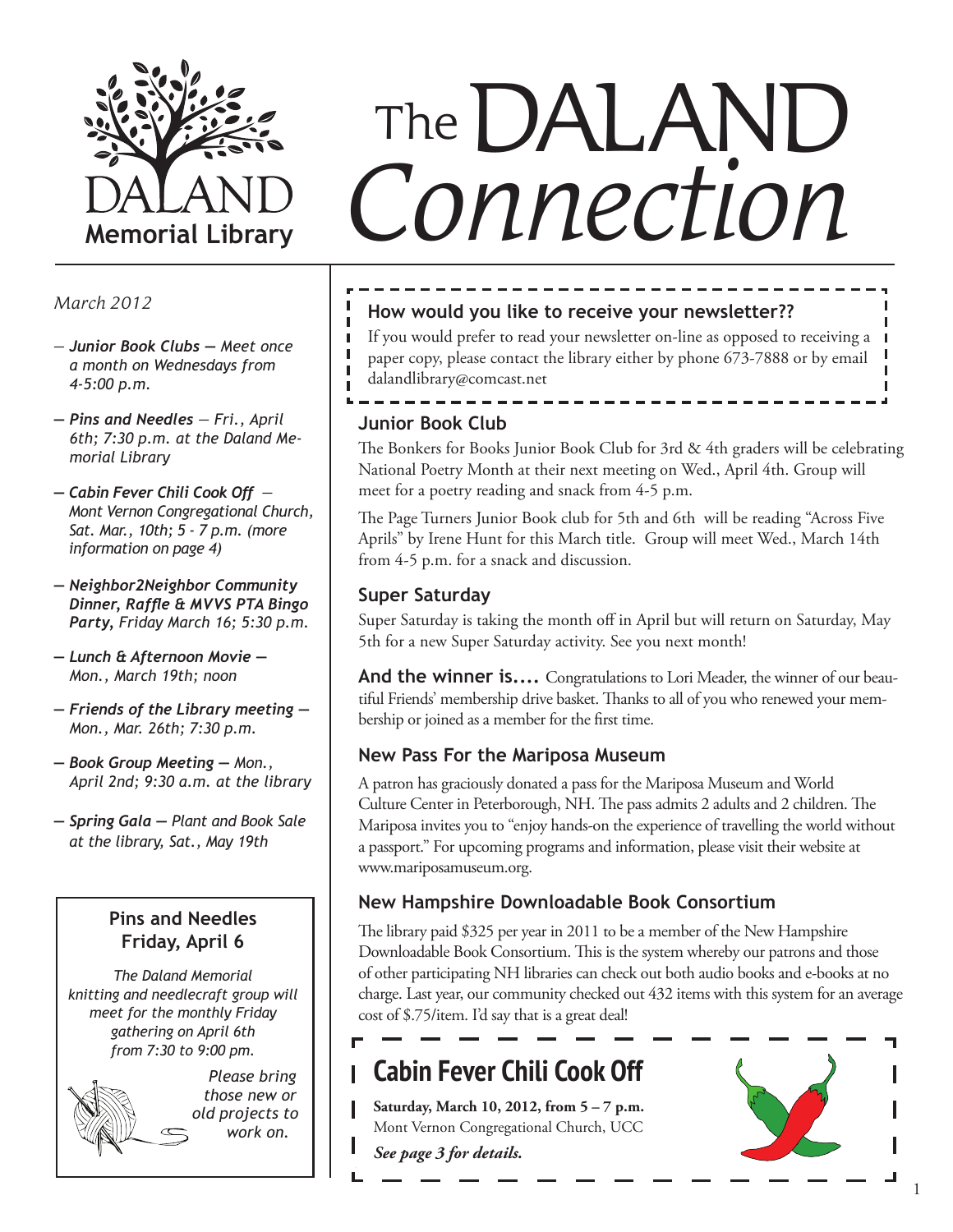# The DALAND *Connection*

DALAND **Memorial Library**

*March 2012*

- *— **Junior Book Clubs —** Meet once a month on Wednesdays from 4-5:00 p.m.*
- *— **Pins and Needles** — Fri., April 6th; 7:30 p.m. at the Daland Memorial Library*
- *— **Cabin Fever Chili Cook Off** — Mont Vernon Congregational Church, Sat. Mar., 10th; 5 - 7 p.m. (more information on page 4)*
- *— **Neighbor2Neighbor Community Dinner, Raffle & MVVS PTA Bingo Party,** Friday March 16; 5:30 p.m.*
- *— **Lunch & Afternoon Movie —** Mon., March 19th; noon*
- *— **Friends of the Library meeting —** Mon., Mar. 26th; 7:30 p.m.*
- *— **Book Group Meeting —** Mon., April 2nd; 9:30 a.m. at the library*
- *— **Spring Gala —** Plant and Book Sale at the library, Sat., May 19th*

### Pins and Needles Friday, April 6

*The Daland Memorial knitting and needlecraft group will meet for the monthly Friday gathering on April 6th from 7:30 to 9:00 pm.*

*Please bring those new or old projects to work on.*

### How would you like to receive your newsletter??

If you would prefer to read your newsletter on-line as opposed to receiving a paper copy, please contact the library either by phone 673-7888 or by email dalandlibrary@comcast.net

### Junior Book Club

The Bonkers for Books Junior Book Club for 3rd & 4th graders will be celebrating National Poetry Month at their next meeting on Wed., April 4th. Group will meet for a poetry reading and snack from 4-5 p.m.

The Page Turners Junior Book club for 5th and 6th will be reading "Across Five Aprils" by Irene Hunt for this March title. Group will meet Wed., March 14th from 4-5 p.m. for a snack and discussion.

### Super Saturday

Super Saturday is taking the month off in April but will return on Saturday, May 5th for a new Super Saturday activity. See you next month!

**And the winner is....** Congratulations to Lori Meader, the winner of our beautiful Friends' membership drive basket. Thanks to all of you who renewed your membership or joined as a member for the first time.

### New Pass For the Mariposa Museum

A patron has graciously donated a pass for the Mariposa Museum and World Culture Center in Peterborough, NH. The pass admits 2 adults and 2 children. The Mariposa invites you to "enjoy hands-on the experience of travelling the world without a passport." For upcoming programs and information, please visit their website at www.mariposamuseum.org.

### New Hampshire Downloadable Book Consortium

The library paid $325 per year in 2011 to be a member of the New Hampshire Downloadable Book Consortium. This is the system whereby our patrons and those of other participating NH libraries can check out both audio books and e-books at no charge. Last year, our community checked out 432 items with this system for an average cost of $.75/item. I'd say that is a great deal!

## Cabin Fever Chili Cook Off

**Saturday, March 10, 2012, from 5 – 7 p.m.**
Mont Vernon Congregational Church, UCC

***See page 3 for details.***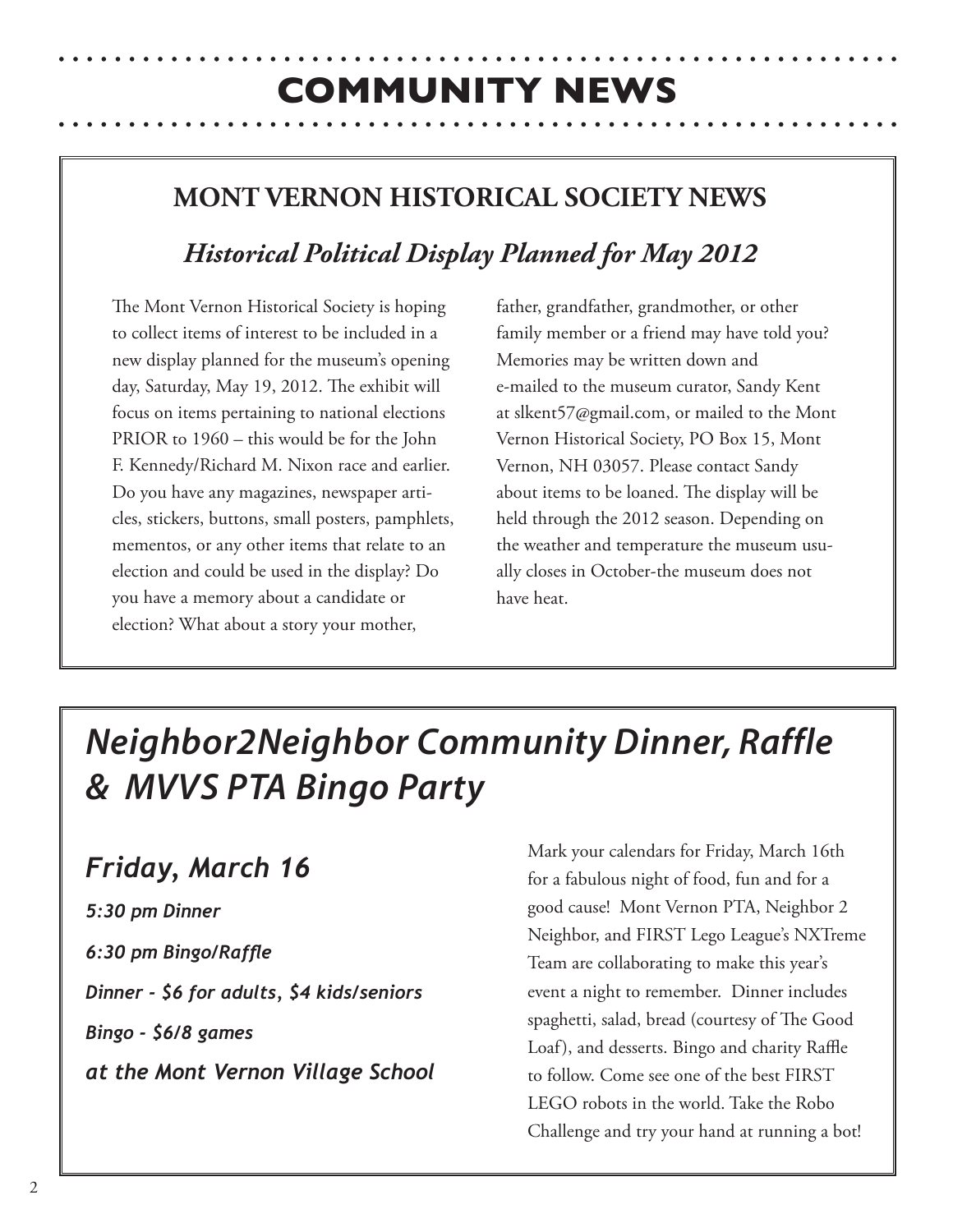# COMMUNITY NEWS

## MONT VERNON HISTORICAL SOCIETY NEWS

### *Historical Political Display Planned for May 2012*

The Mont Vernon Historical Society is hoping to collect items of interest to be included in a new display planned for the museum's opening day, Saturday, May 19, 2012. The exhibit will focus on items pertaining to national elections PRIOR to 1960 – this would be for the John F. Kennedy/Richard M. Nixon race and earlier. Do you have any magazines, newspaper articles, stickers, buttons, small posters, pamphlets, mementos, or any other items that relate to an election and could be used in the display? Do you have a memory about a candidate or election? What about a story your mother, father, grandfather, grandmother, or other family member or a friend may have told you? Memories may be written down and e-mailed to the museum curator, Sandy Kent at slkent57@gmail.com, or mailed to the Mont Vernon Historical Society, PO Box 15, Mont Vernon, NH 03057. Please contact Sandy about items to be loaned. The display will be held through the 2012 season. Depending on the weather and temperature the museum usually closes in October-the museum does not have heat.

## *Neighbor2Neighbor Community Dinner, Raffle & MVVS PTA Bingo Party*

### *Friday, March 16*

***5:30 pm Dinner***

***6:30 pm Bingo/Raffle***

***Dinner - $6 for adults, $4 kids/seniors***

***Bingo - $6/8 games***

***at the Mont Vernon Village School***

Mark your calendars for Friday, March 16th for a fabulous night of food, fun and for a good cause! Mont Vernon PTA, Neighbor 2 Neighbor, and FIRST Lego League's NXTreme Team are collaborating to make this year's event a night to remember. Dinner includes spaghetti, salad, bread (courtesy of The Good Loaf), and desserts. Bingo and charity Raffle to follow. Come see one of the best FIRST LEGO robots in the world. Take the Robo Challenge and try your hand at running a bot!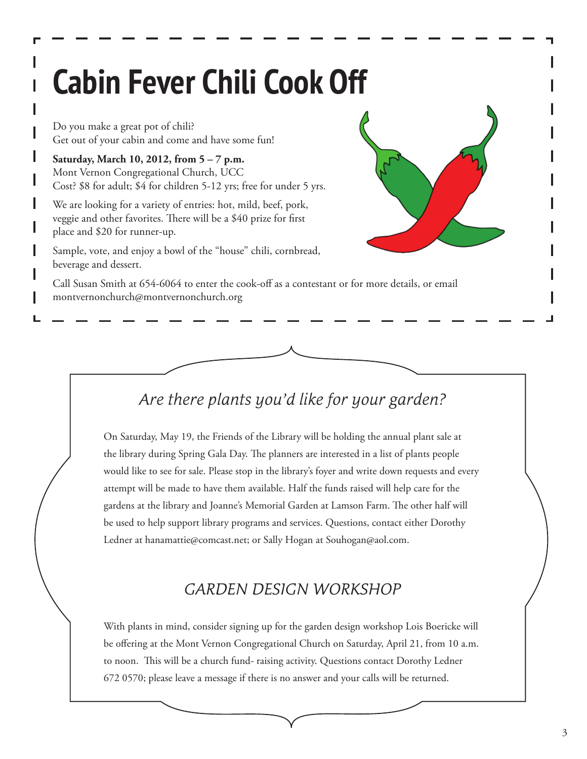# Cabin Fever Chili Cook Off

Do you make a great pot of chili?
Get out of your cabin and come and have some fun!

**Saturday, March 10, 2012, from 5 – 7 p.m.**
Mont Vernon Congregational Church, UCC
Cost? $8 for adult; $4 for children 5-12 yrs; free for under 5 yrs.

We are looking for a variety of entries: hot, mild, beef, pork, veggie and other favorites. There will be a $40 prize for first place and $20 for runner-up.

Sample, vote, and enjoy a bowl of the "house" chili, cornbread, beverage and dessert.

Call Susan Smith at 654-6064 to enter the cook-off as a contestant or for more details, or email montvernonchurch@montvernonchurch.org

## *Are there plants you'd like for your garden?*

On Saturday, May 19, the Friends of the Library will be holding the annual plant sale at the library during Spring Gala Day. The planners are interested in a list of plants people would like to see for sale. Please stop in the library's foyer and write down requests and every attempt will be made to have them available. Half the funds raised will help care for the gardens at the library and Joanne's Memorial Garden at Lamson Farm. The other half will be used to help support library programs and services. Questions, contact either Dorothy Ledner at hanamattie@comcast.net; or Sally Hogan at Souhogan@aol.com.

## *GARDEN DESIGN WORKSHOP*

With plants in mind, consider signing up for the garden design workshop Lois Boericke will be offering at the Mont Vernon Congregational Church on Saturday, April 21, from 10 a.m. to noon. This will be a church fund- raising activity. Questions contact Dorothy Ledner 672 0570; please leave a message if there is no answer and your calls will be returned.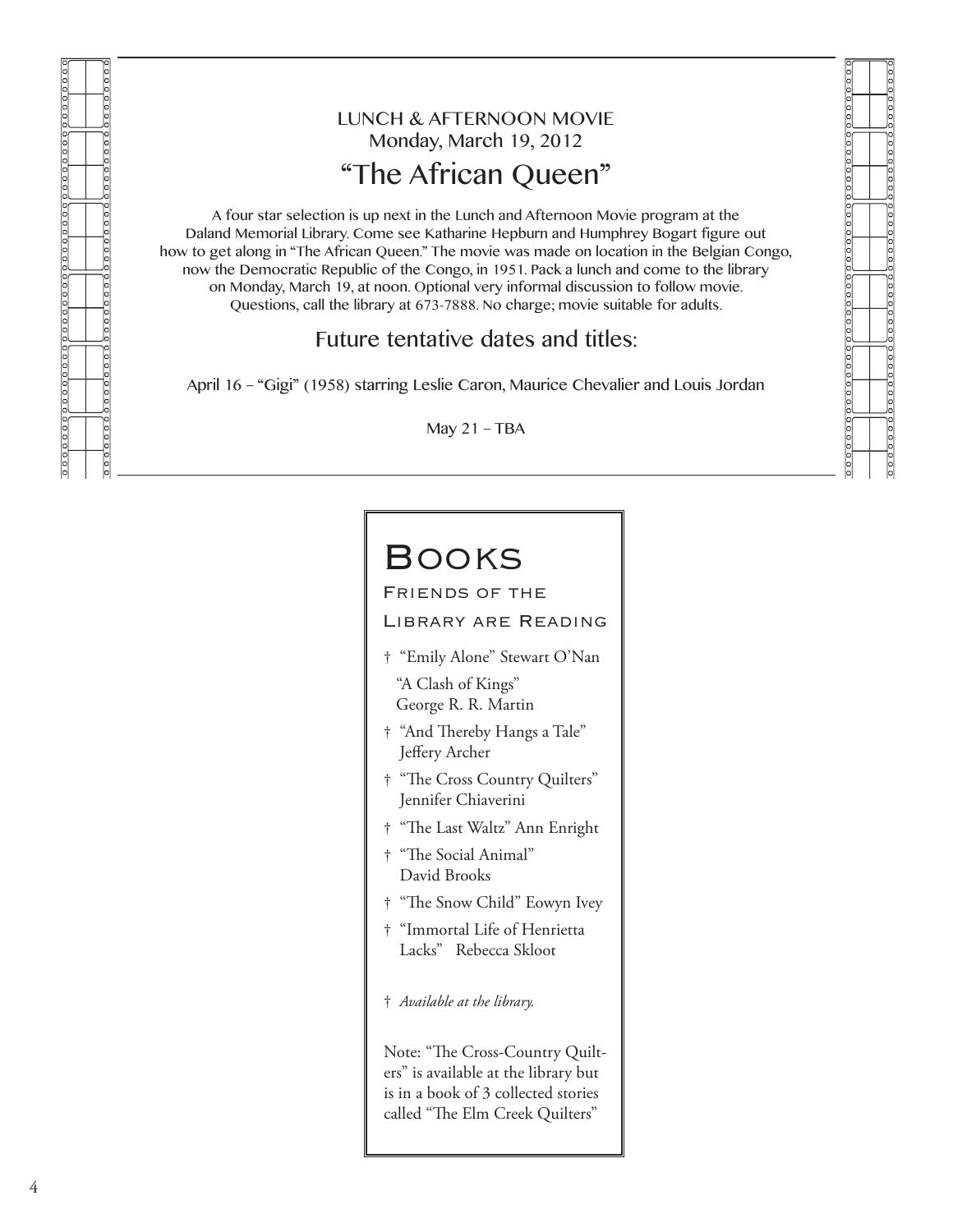LUNCH & AFTERNOON MOVIE

Monday, March 19, 2012

## "The African Queen"

A four star selection is up next in the Lunch and Afternoon Movie program at the Daland Memorial Library. Come see Katharine Hepburn and Humphrey Bogart figure out how to get along in "The African Queen." The movie was made on location in the Belgian Congo, now the Democratic Republic of the Congo, in 1951. Pack a lunch and come to the library on Monday, March 19, at noon. Optional very informal discussion to follow movie. Questions, call the library at 673-7888. No charge; movie suitable for adults.

### Future tentative dates and titles:

April 16 – "Gigi" (1958) starring Leslie Caron, Maurice Chevalier and Louis Jordan

May 21 – TBA

## Books

### Friends of the Library are Reading

- † "Emily Alone" Stewart O'Nan
- "A Clash of Kings" George R. R. Martin
- † "And Thereby Hangs a Tale" Jeffery Archer
- † "The Cross Country Quilters" Jennifer Chiaverini
- † "The Last Waltz" Ann Enright
- † "The Social Animal" David Brooks
- † "The Snow Child" Eowyn Ivey
- † "Immortal Life of Henrietta Lacks" Rebecca Skloot

† *Available at the library.*

Note: "The Cross-Country Quilters" is available at the library but is in a book of 3 collected stories called "The Elm Creek Quilters"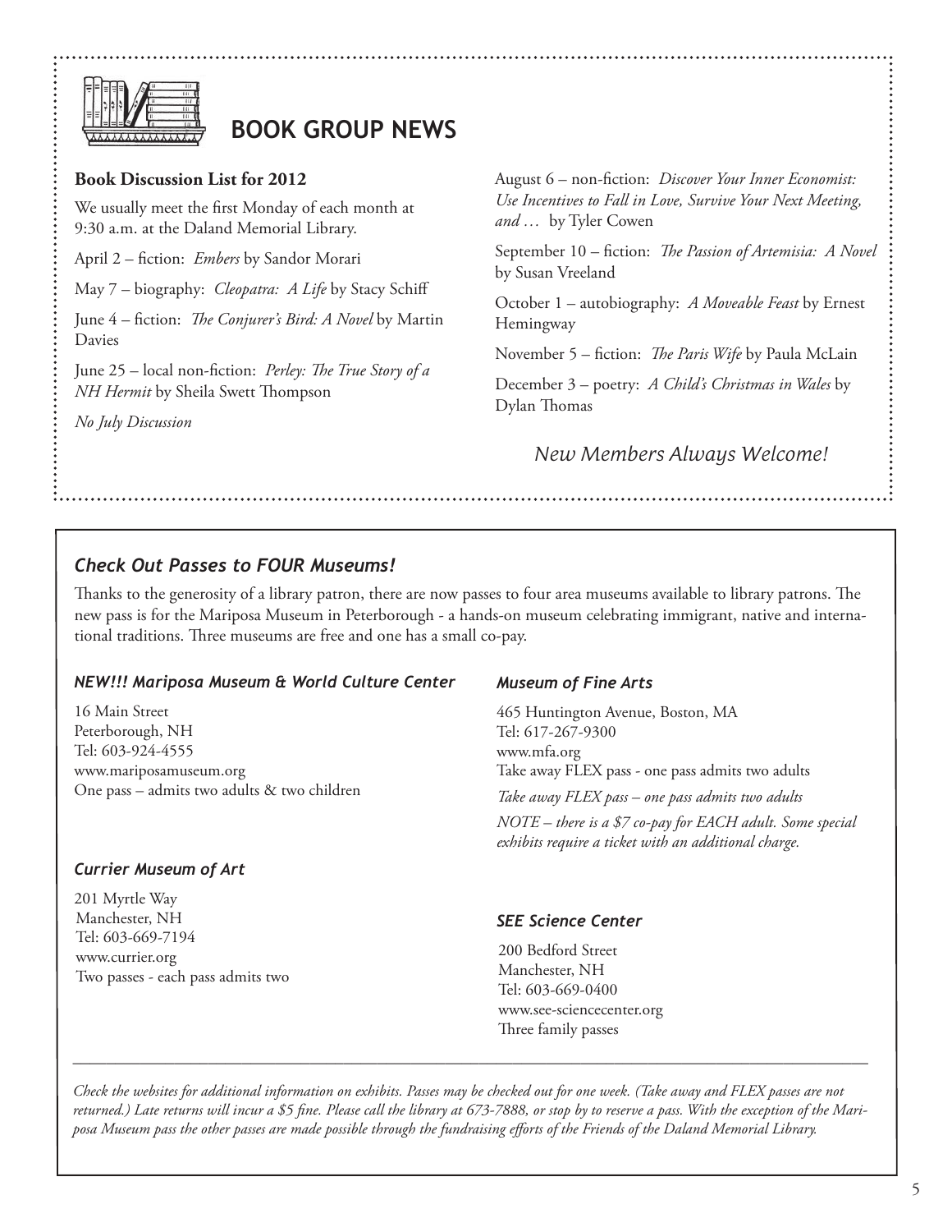## BOOK GROUP NEWS

**Book Discussion List for 2012**

We usually meet the first Monday of each month at 9:30 a.m. at the Daland Memorial Library.

April 2 – fiction: *Embers* by Sandor Morari

May 7 – biography: *Cleopatra: A Life* by Stacy Schiff

June 4 – fiction: *The Conjurer's Bird: A Novel* by Martin Davies

June 25 – local non-fiction: *Perley: The True Story of a NH Hermit* by Sheila Swett Thompson

*No July Discussion*

August 6 – non-fiction: *Discover Your Inner Economist: Use Incentives to Fall in Love, Survive Your Next Meeting, and …* by Tyler Cowen

September 10 – fiction: *The Passion of Artemisia: A Novel* by Susan Vreeland

October 1 – autobiography: *A Moveable Feast* by Ernest Hemingway

November 5 – fiction: *The Paris Wife* by Paula McLain

December 3 – poetry: *A Child's Christmas in Wales* by Dylan Thomas

*New Members Always Welcome!*

### *Check Out Passes to FOUR Museums!*

Thanks to the generosity of a library patron, there are now passes to four area museums available to library patrons. The new pass is for the Mariposa Museum in Peterborough - a hands-on museum celebrating immigrant, native and international traditions. Three museums are free and one has a small co-pay.

#### *NEW!!! Mariposa Museum & World Culture Center*

16 Main Street
Peterborough, NH
Tel: 603-924-4555
www.mariposamuseum.org
One pass – admits two adults & two children

#### *Currier Museum of Art*

201 Myrtle Way
Manchester, NH
Tel: 603-669-7194
www.currier.org
Two passes - each pass admits two

#### *Museum of Fine Arts*

465 Huntington Avenue, Boston, MA
Tel: 617-267-9300
www.mfa.org
Take away FLEX pass - one pass admits two adults

*Take away FLEX pass – one pass admits two adults*

*NOTE – there is a $7 co-pay for EACH adult. Some special exhibits require a ticket with an additional charge.*

#### *SEE Science Center*

200 Bedford Street
Manchester, NH
Tel: 603-669-0400
www.see-sciencecenter.org
Three family passes

---

*Check the websites for additional information on exhibits. Passes may be checked out for one week. (Take away and FLEX passes are not returned.) Late returns will incur a $5 fine. Please call the library at 673-7888, or stop by to reserve a pass. With the exception of the Mariposa Museum pass the other passes are made possible through the fundraising efforts of the Friends of the Daland Memorial Library.*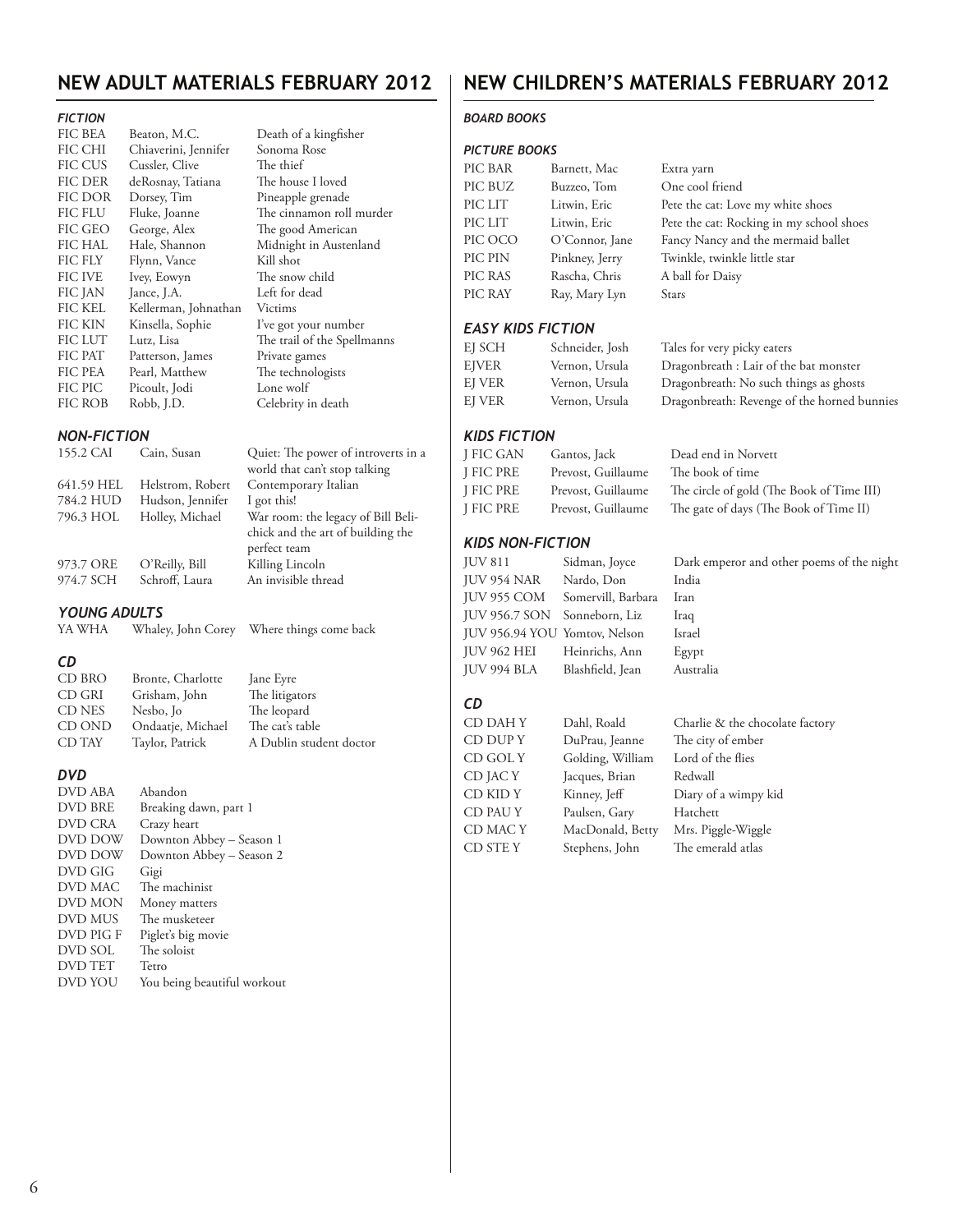## NEW ADULT MATERIALS FEBRUARY 2012

### *FICTION*

| | | |
|---|---|---|
| FIC BEA | Beaton, M.C. | Death of a kingfisher |
| FIC CHI | Chiaverini, Jennifer | Sonoma Rose |
| FIC CUS | Cussler, Clive | The thief |
| FIC DER | deRosnay, Tatiana | The house I loved |
| FIC DOR | Dorsey, Tim | Pineapple grenade |
| FIC FLU | Fluke, Joanne | The cinnamon roll murder |
| FIC GEO | George, Alex | The good American |
| FIC HAL | Hale, Shannon | Midnight in Austenland |
| FIC FLY | Flynn, Vance | Kill shot |
| FIC IVE | Ivey, Eowyn | The snow child |
| FIC JAN | Jance, J.A. | Left for dead |
| FIC KEL | Kellerman, Johnathan | Victims |
| FIC KIN | Kinsella, Sophie | I've got your number |
| FIC LUT | Lutz, Lisa | The trail of the Spellmanns |
| FIC PAT | Patterson, James | Private games |
| FIC PEA | Pearl, Matthew | The technologists |
| FIC PIC | Picoult, Jodi | Lone wolf |
| FIC ROB | Robb, J.D. | Celebrity in death |

### *NON-FICTION*

| | | |
|---|---|---|
| 155.2 CAI | Cain, Susan | Quiet: The power of introverts in a world that can't stop talking |
| 641.59 HEL | Helstrom, Robert | Contemporary Italian |
| 784.2 HUD | Hudson, Jennifer | I got this! |
| 796.3 HOL | Holley, Michael | War room: the legacy of Bill Belichick and the art of building the perfect team |
| 973.7 ORE | O'Reilly, Bill | Killing Lincoln |
| 974.7 SCH | Schroff, Laura | An invisible thread |

### *YOUNG ADULTS*

| | | |
|---|---|---|
| YA WHA | Whaley, John Corey | Where things come back |

### *CD*

| | | |
|---|---|---|
| CD BRO | Bronte, Charlotte | Jane Eyre |
| CD GRI | Grisham, John | The litigators |
| CD NES | Nesbo, Jo | The leopard |
| CD OND | Ondaatje, Michael | The cat's table |
| CD TAY | Taylor, Patrick | A Dublin student doctor |

### *DVD*

| | |
|---|---|
| DVD ABA | Abandon |
| DVD BRE | Breaking dawn, part 1 |
| DVD CRA | Crazy heart |
| DVD DOW | Downton Abbey – Season 1 |
| DVD DOW | Downton Abbey – Season 2 |
| DVD GIG | Gigi |
| DVD MAC | The machinist |
| DVD MON | Money matters |
| DVD MUS | The musketeer |
| DVD PIG F | Piglet's big movie |
| DVD SOL | The soloist |
| DVD TET | Tetro |
| DVD YOU | You being beautiful workout |

## NEW CHILDREN'S MATERIALS FEBRUARY 2012

### *BOARD BOOKS*

### *PICTURE BOOKS*

| | | |
|---|---|---|
| PIC BAR | Barnett, Mac | Extra yarn |
| PIC BUZ | Buzzeo, Tom | One cool friend |
| PIC LIT | Litwin, Eric | Pete the cat: Love my white shoes |
| PIC LIT | Litwin, Eric | Pete the cat: Rocking in my school shoes |
| PIC OCO | O'Connor, Jane | Fancy Nancy and the mermaid ballet |
| PIC PIN | Pinkney, Jerry | Twinkle, twinkle little star |
| PIC RAS | Rascha, Chris | A ball for Daisy |
| PIC RAY | Ray, Mary Lyn | Stars |

### *EASY KIDS FICTION*

| | | |
|---|---|---|
| EJ SCH | Schneider, Josh | Tales for very picky eaters |
| EJVER | Vernon, Ursula | Dragonbreath : Lair of the bat monster |
| EJ VER | Vernon, Ursula | Dragonbreath: No such things as ghosts |
| EJ VER | Vernon, Ursula | Dragonbreath: Revenge of the horned bunnies |

### *KIDS FICTION*

| | | |
|---|---|---|
| J FIC GAN | Gantos, Jack | Dead end in Norvett |
| J FIC PRE | Prevost, Guillaume | The book of time |
| J FIC PRE | Prevost, Guillaume | The circle of gold (The Book of Time III) |
| J FIC PRE | Prevost, Guillaume | The gate of days (The Book of Time II) |

### *KIDS NON-FICTION*

| | | |
|---|---|---|
| JUV 811 | Sidman, Joyce | Dark emperor and other poems of the night |
| JUV 954 NAR | Nardo, Don | India |
| JUV 955 COM | Somervill, Barbara | Iran |
| JUV 956.7 SON | Sonneborn, Liz | Iraq |
| JUV 956.94 YOU | Yomtov, Nelson | Israel |
| JUV 962 HEI | Heinrichs, Ann | Egypt |
| JUV 994 BLA | Blashfield, Jean | Australia |

### *CD*

| | | |
|---|---|---|
| CD DAH Y | Dahl, Roald | Charlie & the chocolate factory |
| CD DUP Y | DuPrau, Jeanne | The city of ember |
| CD GOL Y | Golding, William | Lord of the flies |
| CD JAC Y | Jacques, Brian | Redwall |
| CD KID Y | Kinney, Jeff | Diary of a wimpy kid |
| CD PAU Y | Paulsen, Gary | Hatchett |
| CD MAC Y | MacDonald, Betty | Mrs. Piggle-Wiggle |
| CD STE Y | Stephens, John | The emerald atlas |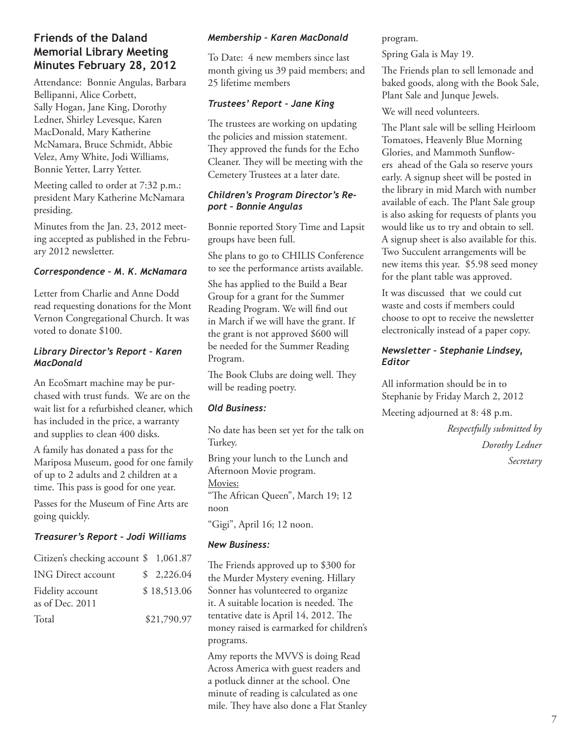## Friends of the Daland Memorial Library Meeting Minutes February 28, 2012

Attendance: Bonnie Angulas, Barbara Bellipanni, Alice Corbett, Sally Hogan, Jane King, Dorothy Ledner, Shirley Levesque, Karen MacDonald, Mary Katherine McNamara, Bruce Schmidt, Abbie Velez, Amy White, Jodi Williams, Bonnie Yetter, Larry Yetter.

Meeting called to order at 7:32 p.m.: president Mary Katherine McNamara presiding.

Minutes from the Jan. 23, 2012 meeting accepted as published in the February 2012 newsletter.

### *Correspondence – M. K. McNamara*

Letter from Charlie and Anne Dodd read requesting donations for the Mont Vernon Congregational Church. It was voted to donate $100.

### *Library Director's Report – Karen MacDonald*

An EcoSmart machine may be purchased with trust funds. We are on the wait list for a refurbished cleaner, which has included in the price, a warranty and supplies to clean 400 disks.

A family has donated a pass for the Mariposa Museum, good for one family of up to 2 adults and 2 children at a time. This pass is good for one year.

Passes for the Museum of Fine Arts are going quickly.

### *Treasurer's Report – Jodi Williams*

| | |
|---|---|
| Citizen's checking account | $ 1,061.87 |
| ING Direct account | $ 2,226.04 |
| Fidelity account as of Dec. 2011 | $ 18,513.06 |
| Total | $21,790.97 |

### *Membership – Karen MacDonald*

To Date: 4 new members since last month giving us 39 paid members; and 25 lifetime members

### *Trustees' Report – Jane King*

The trustees are working on updating the policies and mission statement. They approved the funds for the Echo Cleaner. They will be meeting with the Cemetery Trustees at a later date.

### *Children's Program Director's Report – Bonnie Angulas*

Bonnie reported Story Time and Lapsit groups have been full.

She plans to go to CHILIS Conference to see the performance artists available.

She has applied to the Build a Bear Group for a grant for the Summer Reading Program. We will find out in March if we will have the grant. If the grant is not approved $600 will be needed for the Summer Reading Program.

The Book Clubs are doing well. They will be reading poetry.

### *Old Business:*

No date has been set yet for the talk on Turkey.

Bring your lunch to the Lunch and Afternoon Movie program.

Movies:

"The African Queen", March 19; 12 noon

"Gigi", April 16; 12 noon.

### *New Business:*

The Friends approved up to $300 for the Murder Mystery evening. Hillary Sonner has volunteered to organize it. A suitable location is needed. The tentative date is April 14, 2012. The money raised is earmarked for children's programs.

Amy reports the MVVS is doing Read Across America with guest readers and a potluck dinner at the school. One minute of reading is calculated as one mile. They have also done a Flat Stanley program.

Spring Gala is May 19.

The Friends plan to sell lemonade and baked goods, along with the Book Sale, Plant Sale and Junque Jewels.

We will need volunteers.

The Plant sale will be selling Heirloom Tomatoes, Heavenly Blue Morning Glories, and Mammoth Sunflowers ahead of the Gala so reserve yours early. A signup sheet will be posted in the library in mid March with number available of each. The Plant Sale group is also asking for requests of plants you would like us to try and obtain to sell. A signup sheet is also available for this. Two Succulent arrangements will be new items this year. $5.98 seed money for the plant table was approved.

It was discussed that we could cut waste and costs if members could choose to opt to receive the newsletter electronically instead of a paper copy.

### *Newsletter – Stephanie Lindsey, Editor*

All information should be in to Stephanie by Friday March 2, 2012

Meeting adjourned at 8: 48 p.m.

*Respectfully submitted by*
*Dorothy Ledner*
*Secretary*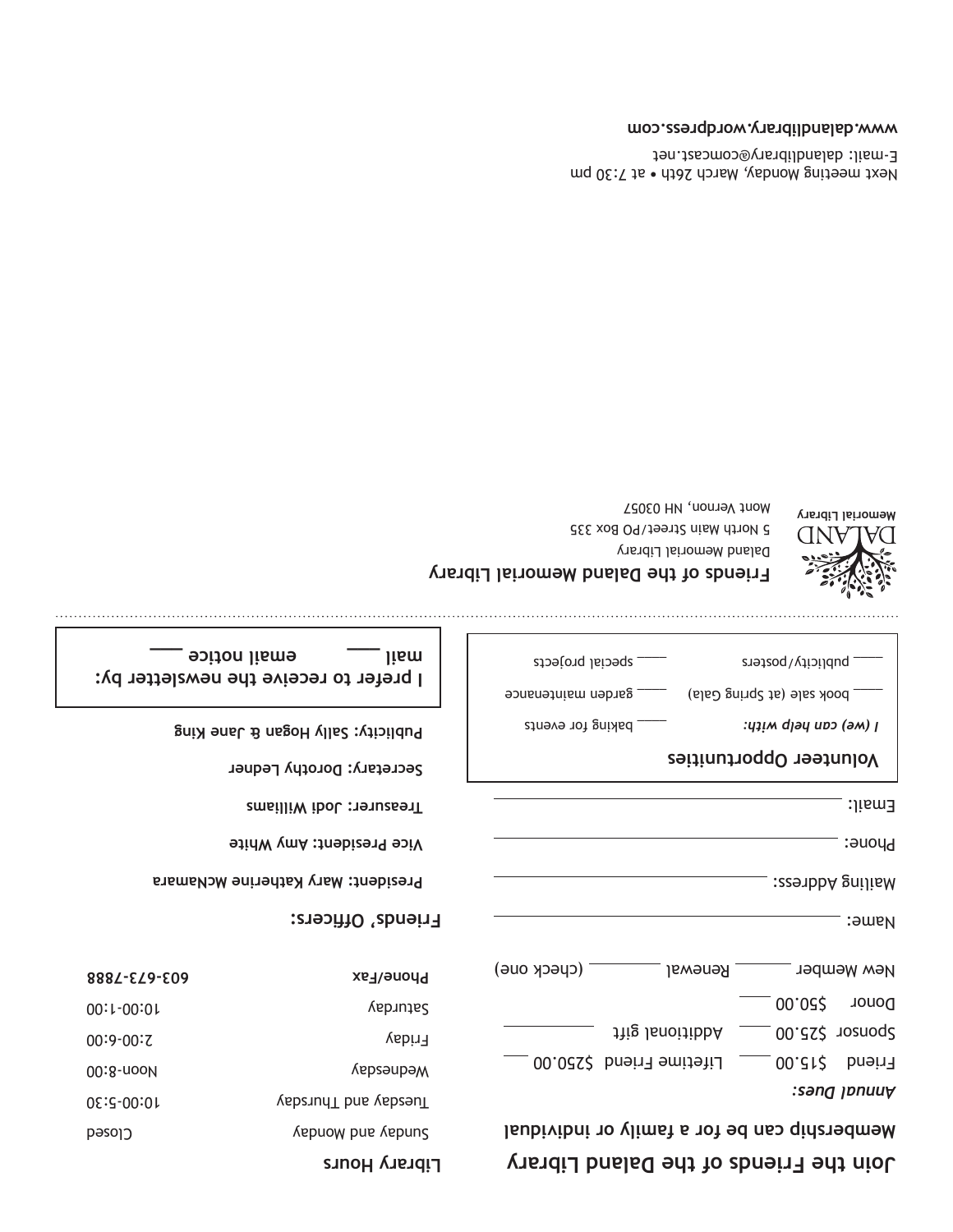## Join the Friends of the Daland Library

**Membership can be for a family or individual**

***Annual Dues:***

Friend $15.00 \_\_\_\_ Lifetime Friend $250.00 \_\_\_\_

Sponsor $25.00 \_\_\_\_ Additional gift \_\_\_\_\_\_\_\_

Donor $50.00 \_\_\_\_

New Member \_\_\_\_\_\_ Renewal \_\_\_\_\_\_\_\_ (check one)

Name: \_\_\_\_\_\_\_\_\_\_\_\_\_\_\_\_\_\_\_\_\_\_\_\_\_\_\_\_

Mailing Address: \_\_\_\_\_\_\_\_\_\_\_\_\_\_\_\_\_\_\_\_\_\_\_\_

Phone: \_\_\_\_\_\_\_\_\_\_\_\_\_\_\_\_\_\_\_\_\_\_\_\_\_\_\_\_

Email: \_\_\_\_\_\_\_\_\_\_\_\_\_\_\_\_\_\_\_\_\_\_\_\_\_\_\_\_

### Volunteer Opportunities

***I (we) can help with:***

\_\_\_\_ baking for events

\_\_\_\_ book sale (at Spring Gala)

\_\_\_\_ garden maintenance

\_\_\_\_ publicity/posters

\_\_\_\_ special projects

### Library Hours

| | |
|---|---|
| Sunday and Monday | Closed |
| Tuesday and Thursday | 10:00-5:30 |
| Wednesday | Noon-8:00 |
| Friday | 2:00-6:00 |
| Saturday | 10:00-1:00 |
| **Phone/Fax** | **603-673-7888** |

### Friends' Officers:

**President: Mary Katherine McNamara**

**Vice President: Amy White**

**Treasurer: Jodi Williams**

**Secretary: Dorothy Ledner**

**Publicity: Sally Hogan & Jane King**

**I prefer to receive the newsletter by:**
**mail \_\_\_\_ email notice \_\_\_\_**

---

DALAND
**Memorial Library**

**Friends of the Daland Memorial Library**
Daland Memorial Library
5 North Main Street/PO Box 335
Mont Vernon, NH 03057

Next meeting Monday, March 26th • at 7:30 pm
E-mail: dalandlibrary@comcast.net
**www.dalandlibrary.wordpress.com**